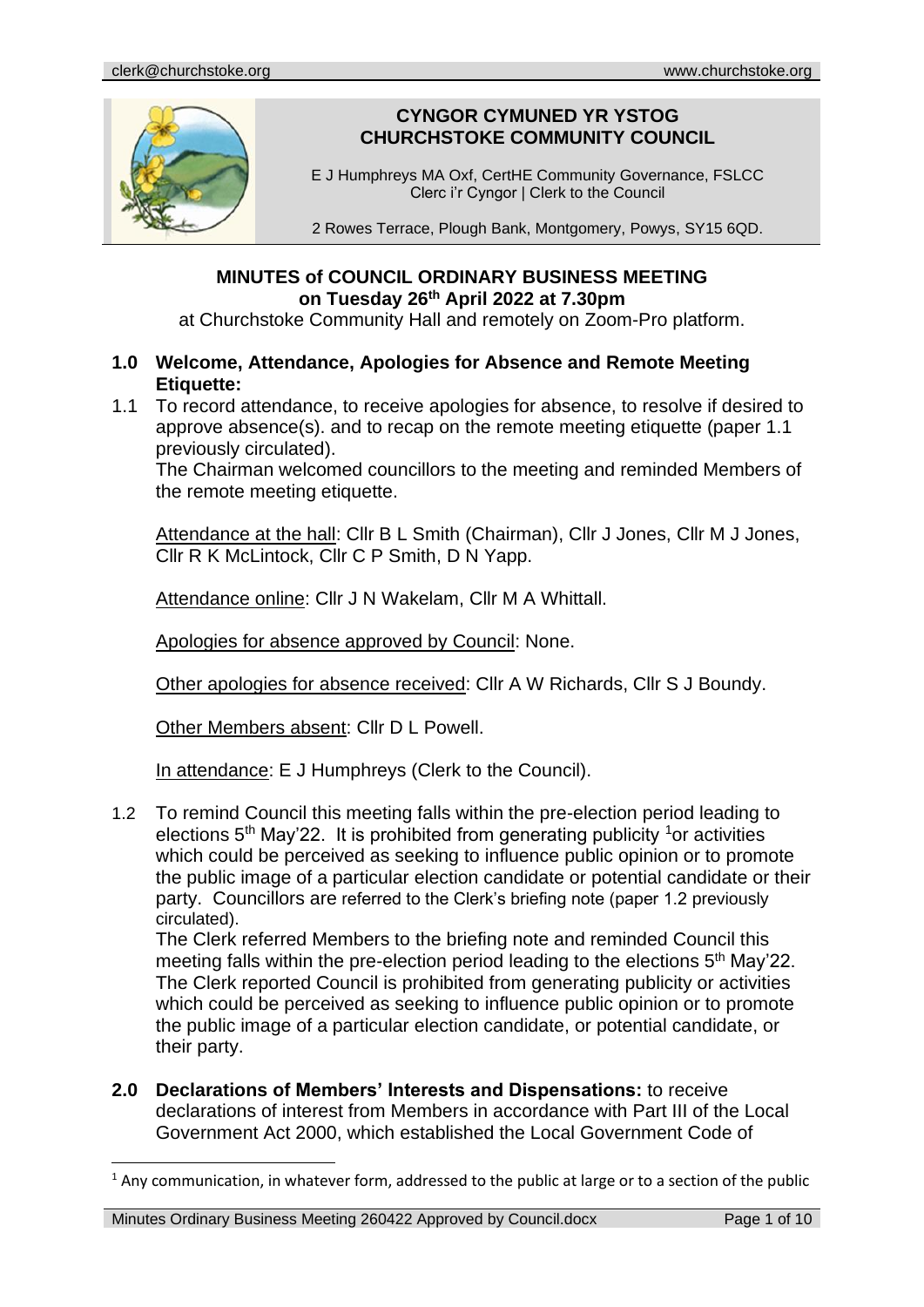clerk@churchstoke.org www.churchstoke.org

**CYNGOR CYMUNED YR YSTOG**
**CHURCHSTOKE COMMUNITY COUNCIL**

E J Humphreys MA Oxf, CertHE Community Governance, FSLCC
Clerc i'r Cyngor | Clerk to the Council

2 Rowes Terrace, Plough Bank, Montgomery, Powys, SY15 6QD.

# MINUTES of COUNCIL ORDINARY BUSINESS MEETING on Tuesday 26th April 2022 at 7.30pm

at Churchstoke Community Hall and remotely on Zoom-Pro platform.

## 1.0 Welcome, Attendance, Apologies for Absence and Remote Meeting Etiquette:

1.1 To record attendance, to receive apologies for absence, to resolve if desired to approve absence(s). and to recap on the remote meeting etiquette (paper 1.1 previously circulated).
The Chairman welcomed councillors to the meeting and reminded Members of the remote meeting etiquette.

Attendance at the hall: Cllr B L Smith (Chairman), Cllr J Jones, Cllr M J Jones, Cllr R K McLintock, Cllr C P Smith, D N Yapp.

Attendance online: Cllr J N Wakelam, Cllr M A Whittall.

Apologies for absence approved by Council: None.

Other apologies for absence received: Cllr A W Richards, Cllr S J Boundy.

Other Members absent: Cllr D L Powell.

In attendance: E J Humphreys (Clerk to the Council).

1.2 To remind Council this meeting falls within the pre-election period leading to elections 5th May'22. It is prohibited from generating publicity [1]or activities which could be perceived as seeking to influence public opinion or to promote the public image of a particular election candidate or potential candidate or their party. Councillors are referred to the Clerk's briefing note (paper 1.2 previously circulated).
The Clerk referred Members to the briefing note and reminded Council this meeting falls within the pre-election period leading to the elections 5th May'22. The Clerk reported Council is prohibited from generating publicity or activities which could be perceived as seeking to influence public opinion or to promote the public image of a particular election candidate, or potential candidate, or their party.

**2.0 Declarations of Members' Interests and Dispensations:** to receive declarations of interest from Members in accordance with Part III of the Local Government Act 2000, which established the Local Government Code of

[1] Any communication, in whatever form, addressed to the public at large or to a section of the public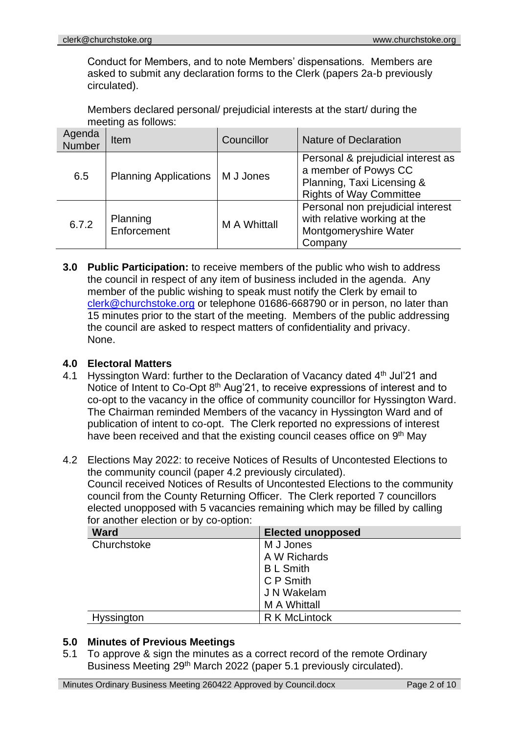Conduct for Members, and to note Members' dispensations. Members are asked to submit any declaration forms to the Clerk (papers 2a-b previously circulated).

Members declared personal/ prejudicial interests at the start/ during the meeting as follows:

| Agenda Number | Item | Councillor | Nature of Declaration |
|---|---|---|---|
| 6.5 | Planning Applications | M J Jones | Personal & prejudicial interest as a member of Powys CC Planning, Taxi Licensing & Rights of Way Committee |
| 6.7.2 | Planning Enforcement | M A Whittall | Personal non prejudicial interest with relative working at the Montgomeryshire Water Company |

**3.0 Public Participation:** to receive members of the public who wish to address the council in respect of any item of business included in the agenda. Any member of the public wishing to speak must notify the Clerk by email to clerk@churchstoke.org or telephone 01686-668790 or in person, no later than 15 minutes prior to the start of the meeting. Members of the public addressing the council are asked to respect matters of confidentiality and privacy.
None.

## 4.0 Electoral Matters

4.1 Hyssington Ward: further to the Declaration of Vacancy dated 4th Jul'21 and Notice of Intent to Co-Opt 8th Aug'21, to receive expressions of interest and to co-opt to the vacancy in the office of community councillor for Hyssington Ward.
The Chairman reminded Members of the vacancy in Hyssington Ward and of publication of intent to co-opt. The Clerk reported no expressions of interest have been received and that the existing council ceases office on 9th May

4.2 Elections May 2022: to receive Notices of Results of Uncontested Elections to the community council (paper 4.2 previously circulated).
Council received Notices of Results of Uncontested Elections to the community council from the County Returning Officer. The Clerk reported 7 councillors elected unopposed with 5 vacancies remaining which may be filled by calling for another election or by co-option:

| Ward | Elected unopposed |
|---|---|
| Churchstoke | M J Jones<br>A W Richards<br>B L Smith<br>C P Smith<br>J N Wakelam<br>M A Whittall |
| Hyssington | R K McLintock |

## 5.0 Minutes of Previous Meetings

5.1 To approve & sign the minutes as a correct record of the remote Ordinary Business Meeting 29th March 2022 (paper 5.1 previously circulated).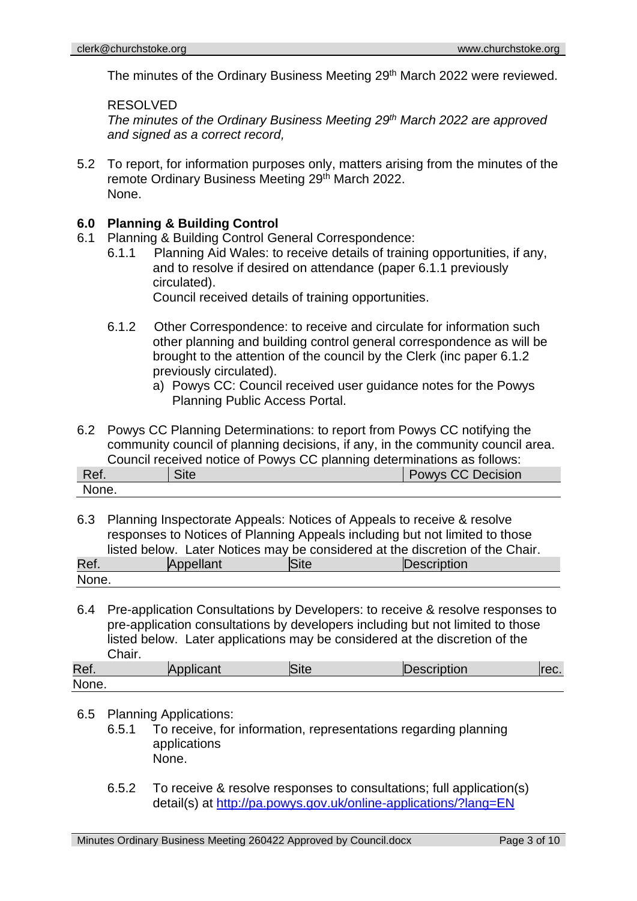The minutes of the Ordinary Business Meeting 29th March 2022 were reviewed.

RESOLVED

*The minutes of the Ordinary Business Meeting 29th March 2022 are approved and signed as a correct record,*

5.2 To report, for information purposes only, matters arising from the minutes of the remote Ordinary Business Meeting 29th March 2022.
None.

**6.0 Planning & Building Control**

6.1 Planning & Building Control General Correspondence:

6.1.1 Planning Aid Wales: to receive details of training opportunities, if any, and to resolve if desired on attendance (paper 6.1.1 previously circulated).
Council received details of training opportunities.

6.1.2 Other Correspondence: to receive and circulate for information such other planning and building control general correspondence as will be brought to the attention of the council by the Clerk (inc paper 6.1.2 previously circulated).

a) Powys CC: Council received user guidance notes for the Powys Planning Public Access Portal.

6.2 Powys CC Planning Determinations: to report from Powys CC notifying the community council of planning decisions, if any, in the community council area. Council received notice of Powys CC planning determinations as follows:

| Ref. | Site | Powys CC Decision |
|---|---|---|
| None. | | |

6.3 Planning Inspectorate Appeals: Notices of Appeals to receive & resolve responses to Notices of Planning Appeals including but not limited to those listed below. Later Notices may be considered at the discretion of the Chair.

| Ref. | Appellant | Site | Description |
|---|---|---|---|
| None. | | | |

6.4 Pre-application Consultations by Developers: to receive & resolve responses to pre-application consultations by developers including but not limited to those listed below. Later applications may be considered at the discretion of the Chair.

| Ref. | Applicant | Site | Description | rec. |
|---|---|---|---|---|
| None. | | | | |

6.5 Planning Applications:

6.5.1 To receive, for information, representations regarding planning applications
None.

6.5.2 To receive & resolve responses to consultations; full application(s) detail(s) at http://pa.powys.gov.uk/online-applications/?lang=EN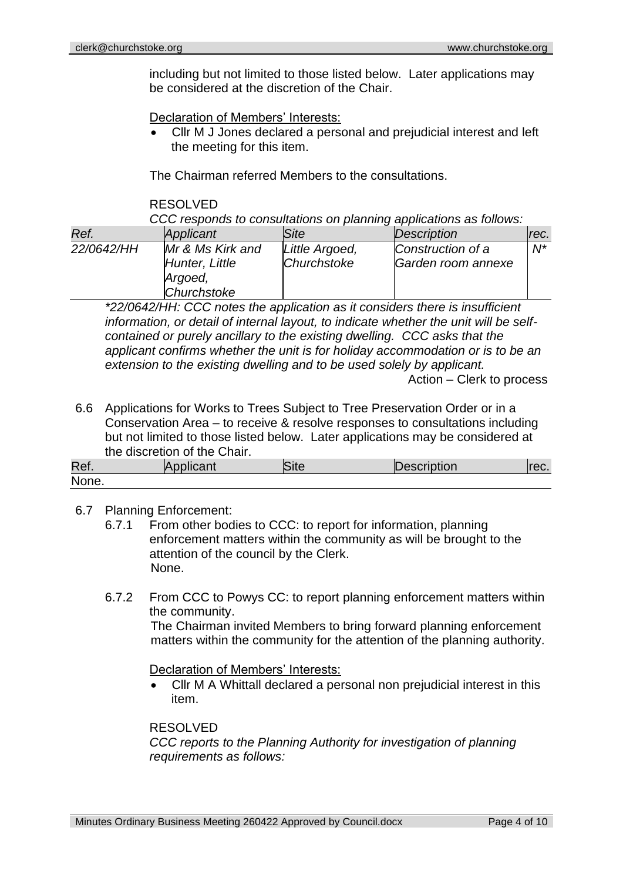including but not limited to those listed below. Later applications may be considered at the discretion of the Chair.

Declaration of Members' Interests:

- Cllr M J Jones declared a personal and prejudicial interest and left the meeting for this item.

The Chairman referred Members to the consultations.

RESOLVED

*CCC responds to consultations on planning applications as follows:*

| *Ref.* | *Applicant* | *Site* | *Description* | *rec.* |
|---|---|---|---|---|
| *22/0642/HH* | *Mr & Ms Kirk and Hunter, Little Argoed, Churchstoke* | *Little Argoed, Churchstoke* | *Construction of a Garden room annexe* | *N** |

*\*22/0642/HH: CCC notes the application as it considers there is insufficient information, or detail of internal layout, to indicate whether the unit will be self-contained or purely ancillary to the existing dwelling. CCC asks that the applicant confirms whether the unit is for holiday accommodation or is to be an extension to the existing dwelling and to be used solely by applicant.*

Action – Clerk to process

6.6 Applications for Works to Trees Subject to Tree Preservation Order or in a Conservation Area – to receive & resolve responses to consultations including but not limited to those listed below. Later applications may be considered at the discretion of the Chair.

| Ref. | Applicant | Site | Description | rec. |
|---|---|---|---|---|
| None. | | | | |

6.7 Planning Enforcement:

6.7.1 From other bodies to CCC: to report for information, planning enforcement matters within the community as will be brought to the attention of the council by the Clerk.
None.

6.7.2 From CCC to Powys CC: to report planning enforcement matters within the community.
The Chairman invited Members to bring forward planning enforcement matters within the community for the attention of the planning authority.

Declaration of Members' Interests:

- Cllr M A Whittall declared a personal non prejudicial interest in this item.

RESOLVED

*CCC reports to the Planning Authority for investigation of planning requirements as follows:*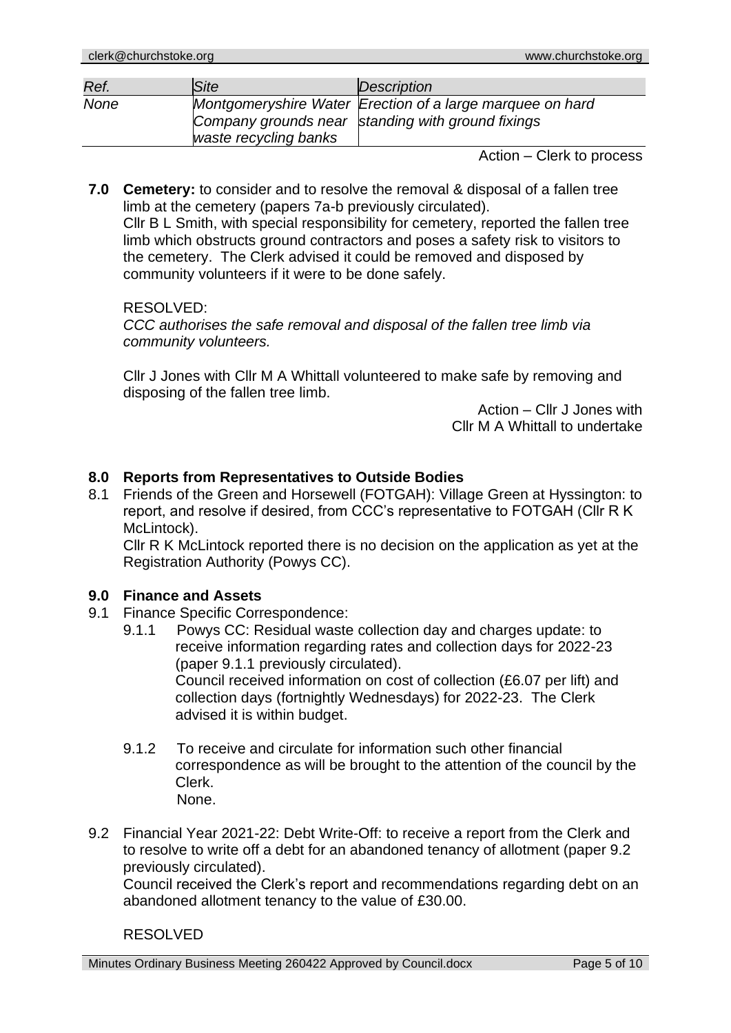| *Ref.* | *Site* | *Description* |
|---|---|---|
| *None* | *Montgomeryshire Water Company grounds near waste recycling banks* | *Erection of a large marquee on hard standing with ground fixings* |

Action – Clerk to process

**7.0 Cemetery:** to consider and to resolve the removal & disposal of a fallen tree limb at the cemetery (papers 7a-b previously circulated).
Cllr B L Smith, with special responsibility for cemetery, reported the fallen tree limb which obstructs ground contractors and poses a safety risk to visitors to the cemetery. The Clerk advised it could be removed and disposed by community volunteers if it were to be done safely.

RESOLVED:
*CCC authorises the safe removal and disposal of the fallen tree limb via community volunteers.*

Cllr J Jones with Cllr M A Whittall volunteered to make safe by removing and disposing of the fallen tree limb.

Action – Cllr J Jones with Cllr M A Whittall to undertake

## 8.0 Reports from Representatives to Outside Bodies

8.1 Friends of the Green and Horsewell (FOTGAH): Village Green at Hyssington: to report, and resolve if desired, from CCC's representative to FOTGAH (Cllr R K McLintock).
Cllr R K McLintock reported there is no decision on the application as yet at the Registration Authority (Powys CC).

## 9.0 Finance and Assets

9.1 Finance Specific Correspondence:

9.1.1 Powys CC: Residual waste collection day and charges update: to receive information regarding rates and collection days for 2022-23 (paper 9.1.1 previously circulated).
Council received information on cost of collection (£6.07 per lift) and collection days (fortnightly Wednesdays) for 2022-23. The Clerk advised it is within budget.

9.1.2 To receive and circulate for information such other financial correspondence as will be brought to the attention of the council by the Clerk.
None.

9.2 Financial Year 2021-22: Debt Write-Off: to receive a report from the Clerk and to resolve to write off a debt for an abandoned tenancy of allotment (paper 9.2 previously circulated).
Council received the Clerk's report and recommendations regarding debt on an abandoned allotment tenancy to the value of £30.00.

RESOLVED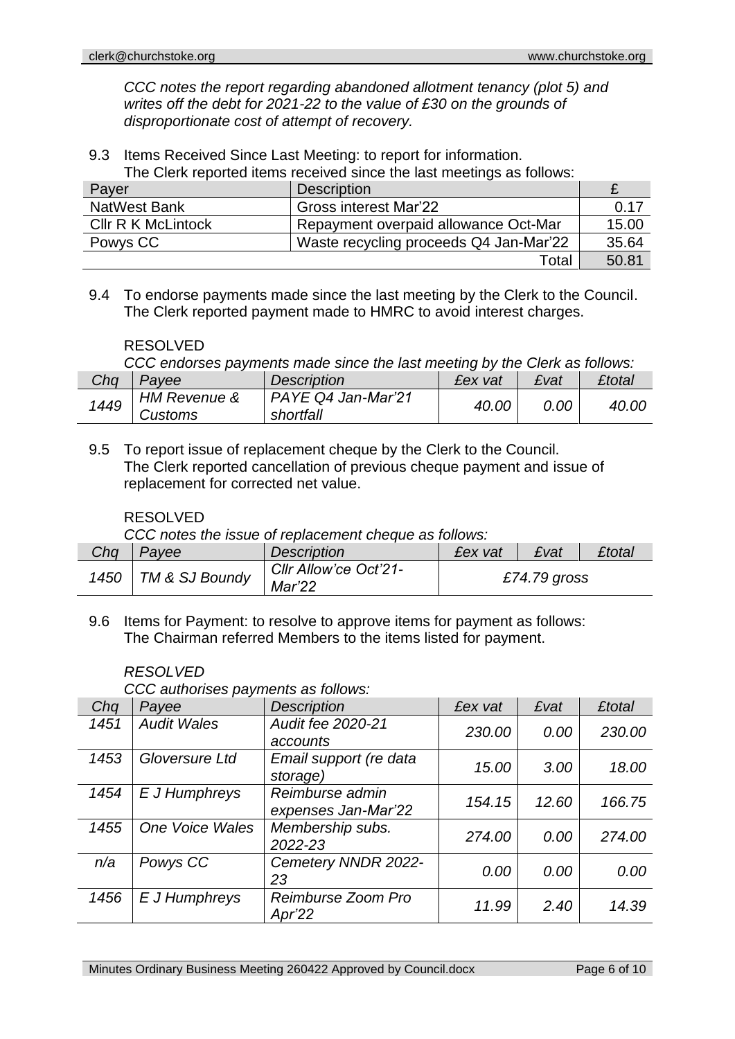*CCC notes the report regarding abandoned allotment tenancy (plot 5) and writes off the debt for 2021-22 to the value of £30 on the grounds of disproportionate cost of attempt of recovery.*

9.3 Items Received Since Last Meeting: to report for information.
The Clerk reported items received since the last meetings as follows:

| Payer | Description | £ |
|---|---|---|
| NatWest Bank | Gross interest Mar'22 | 0.17 |
| Cllr R K McLintock | Repayment overpaid allowance Oct-Mar | 15.00 |
| Powys CC | Waste recycling proceeds Q4 Jan-Mar'22 | 35.64 |
| | Total | 50.81 |

9.4 To endorse payments made since the last meeting by the Clerk to the Council.
The Clerk reported payment made to HMRC to avoid interest charges.

RESOLVED
*CCC endorses payments made since the last meeting by the Clerk as follows:*

| *Chq* | *Payee* | *Description* | *£ex vat* | *£vat* | *£total* |
|---|---|---|---|---|---|
| *1449* | *HM Revenue & Customs* | *PAYE Q4 Jan-Mar'21 shortfall* | *40.00* | *0.00* | *40.00* |

9.5 To report issue of replacement cheque by the Clerk to the Council.
The Clerk reported cancellation of previous cheque payment and issue of replacement for corrected net value.

RESOLVED
*CCC notes the issue of replacement cheque as follows:*

| *Chq* | *Payee* | *Description* | *£ex vat* | *£vat* | *£total* |
|---|---|---|---|---|---|
| *1450* | *TM & SJ Boundy* | *Cllr Allow'ce Oct'21-Mar'22* | *£74.79 gross* | | |

9.6 Items for Payment: to resolve to approve items for payment as follows:
The Chairman referred Members to the items listed for payment.

*RESOLVED*
*CCC authorises payments as follows:*

| *Chq* | *Payee* | *Description* | *£ex vat* | *£vat* | *£total* |
|---|---|---|---|---|---|
| *1451* | *Audit Wales* | *Audit fee 2020-21 accounts* | *230.00* | *0.00* | *230.00* |
| *1453* | *Gloversure Ltd* | *Email support (re data storage)* | *15.00* | *3.00* | *18.00* |
| *1454* | *E J Humphreys* | *Reimburse admin expenses Jan-Mar'22* | *154.15* | *12.60* | *166.75* |
| *1455* | *One Voice Wales* | *Membership subs. 2022-23* | *274.00* | *0.00* | *274.00* |
| *n/a* | *Powys CC* | *Cemetery NNDR 2022-23* | *0.00* | *0.00* | *0.00* |
| *1456* | *E J Humphreys* | *Reimburse Zoom Pro Apr'22* | *11.99* | *2.40* | *14.39* |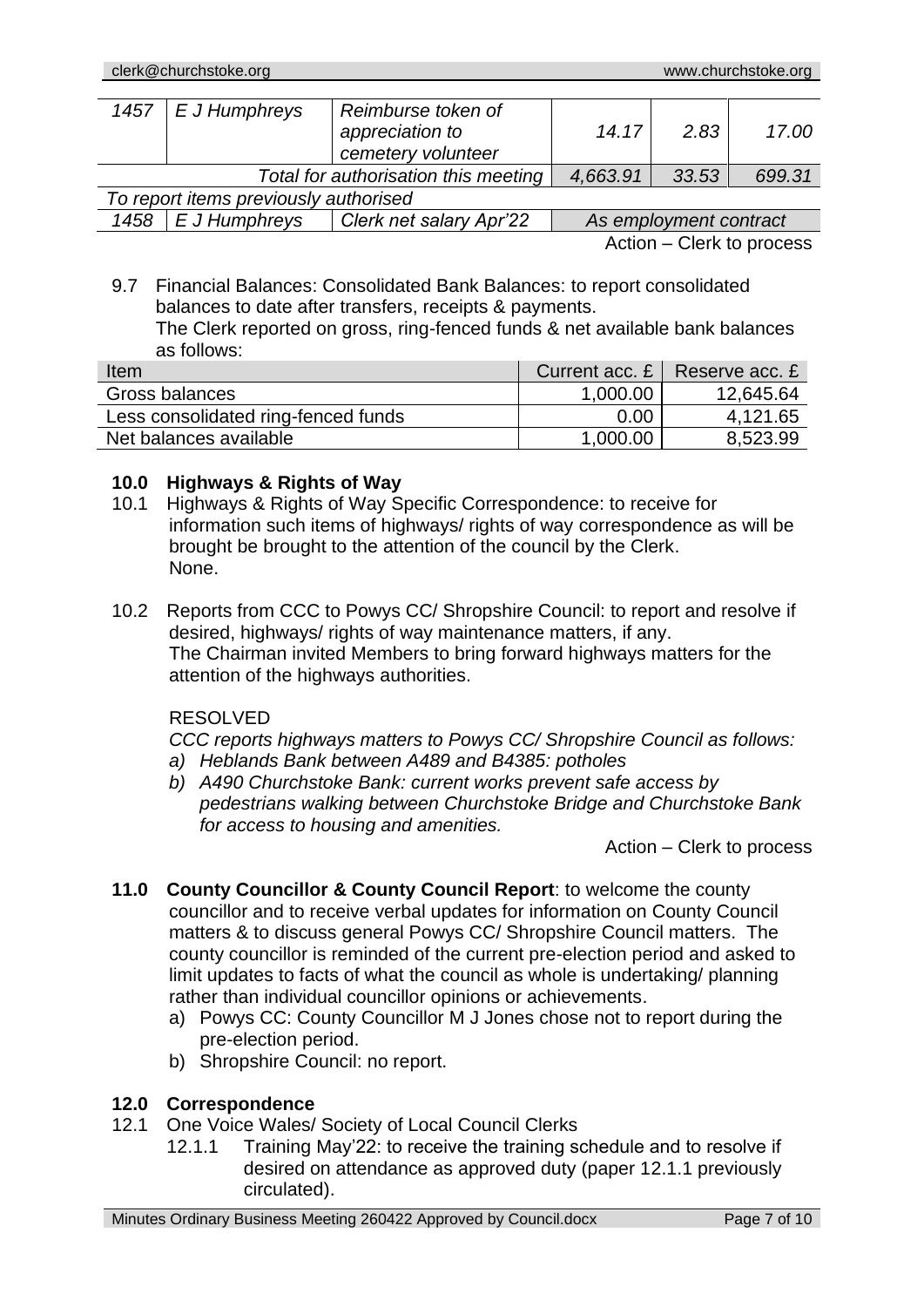| 1457 | E J Humphreys | Reimburse token of appreciation to cemetery volunteer | 14.17 | 2.83 | 17.00 |
|---|---|---|---|---|---|
| | | Total for authorisation this meeting | 4,663.91 | 33.53 | 699.31 |
| To report items previously authorised | | | | | |
| 1458 | E J Humphreys | Clerk net salary Apr'22 | As employment contract | | |

Action – Clerk to process

9.7 Financial Balances: Consolidated Bank Balances: to report consolidated balances to date after transfers, receipts & payments.
The Clerk reported on gross, ring-fenced funds & net available bank balances as follows:

| Item | Current acc. £ | Reserve acc. £ |
|---|---|---|
| Gross balances | 1,000.00 | 12,645.64 |
| Less consolidated ring-fenced funds | 0.00 | 4,121.65 |
| Net balances available | 1,000.00 | 8,523.99 |

## 10.0 Highways & Rights of Way

10.1 Highways & Rights of Way Specific Correspondence: to receive for information such items of highways/ rights of way correspondence as will be brought be brought to the attention of the council by the Clerk.
None.

10.2 Reports from CCC to Powys CC/ Shropshire Council: to report and resolve if desired, highways/ rights of way maintenance matters, if any.
The Chairman invited Members to bring forward highways matters for the attention of the highways authorities.

RESOLVED

*CCC reports highways matters to Powys CC/ Shropshire Council as follows:*

*a) Heblands Bank between A489 and B4385: potholes*

*b) A490 Churchstoke Bank: current works prevent safe access by pedestrians walking between Churchstoke Bridge and Churchstoke Bank for access to housing and amenities.*

Action – Clerk to process

## 11.0 County Councillor & County Council Report

**County Councillor & County Council Report**: to welcome the county councillor and to receive verbal updates for information on County Council matters & to discuss general Powys CC/ Shropshire Council matters. The county councillor is reminded of the current pre-election period and asked to limit updates to facts of what the council as whole is undertaking/ planning rather than individual councillor opinions or achievements.

a) Powys CC: County Councillor M J Jones chose not to report during the pre-election period.

b) Shropshire Council: no report.

## 12.0 Correspondence

12.1 One Voice Wales/ Society of Local Council Clerks

12.1.1 Training May'22: to receive the training schedule and to resolve if desired on attendance as approved duty (paper 12.1.1 previously circulated).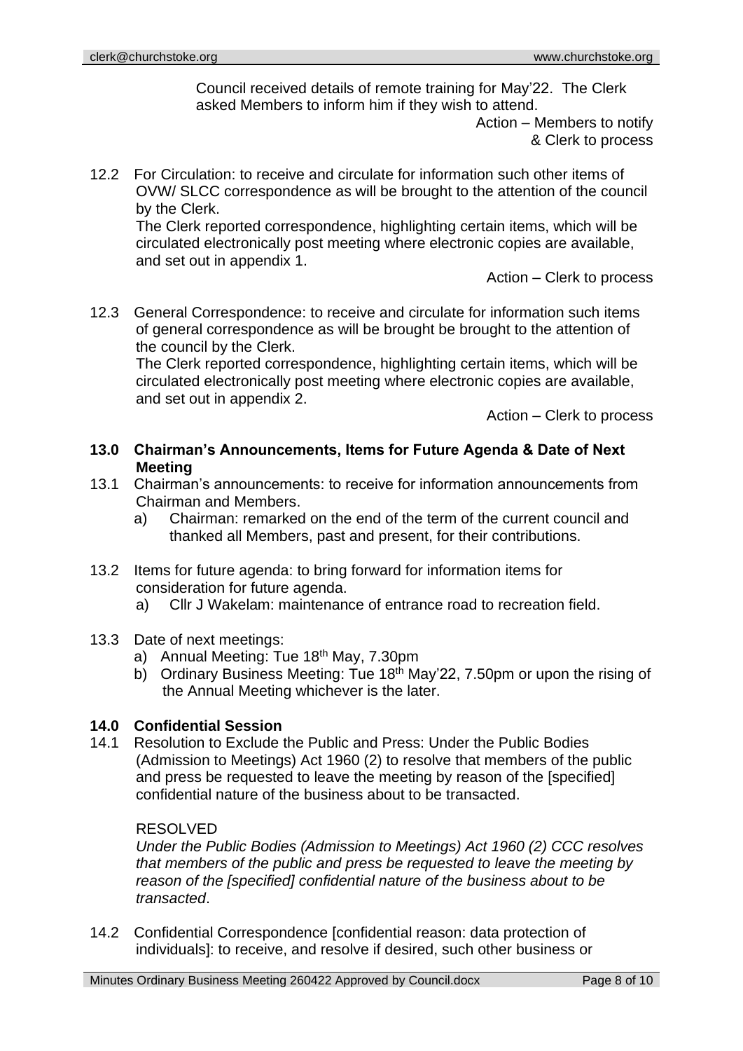Council received details of remote training for May'22. The Clerk asked Members to inform him if they wish to attend.

Action – Members to notify & Clerk to process

12.2 For Circulation: to receive and circulate for information such other items of OVW/ SLCC correspondence as will be brought to the attention of the council by the Clerk.
The Clerk reported correspondence, highlighting certain items, which will be circulated electronically post meeting where electronic copies are available, and set out in appendix 1.

Action – Clerk to process

12.3 General Correspondence: to receive and circulate for information such items of general correspondence as will be brought be brought to the attention of the council by the Clerk.
The Clerk reported correspondence, highlighting certain items, which will be circulated electronically post meeting where electronic copies are available, and set out in appendix 2.

Action – Clerk to process

**13.0 Chairman's Announcements, Items for Future Agenda & Date of Next Meeting**

13.1 Chairman's announcements: to receive for information announcements from Chairman and Members.

a) Chairman: remarked on the end of the term of the current council and thanked all Members, past and present, for their contributions.

13.2 Items for future agenda: to bring forward for information items for consideration for future agenda.

a) Cllr J Wakelam: maintenance of entrance road to recreation field.

13.3 Date of next meetings:

a) Annual Meeting: Tue 18th May, 7.30pm
b) Ordinary Business Meeting: Tue 18th May'22, 7.50pm or upon the rising of the Annual Meeting whichever is the later.

**14.0 Confidential Session**

14.1 Resolution to Exclude the Public and Press: Under the Public Bodies (Admission to Meetings) Act 1960 (2) to resolve that members of the public and press be requested to leave the meeting by reason of the [specified] confidential nature of the business about to be transacted.

RESOLVED
*Under the Public Bodies (Admission to Meetings) Act 1960 (2) CCC resolves that members of the public and press be requested to leave the meeting by reason of the [specified] confidential nature of the business about to be transacted*.

14.2 Confidential Correspondence [confidential reason: data protection of individuals]: to receive, and resolve if desired, such other business or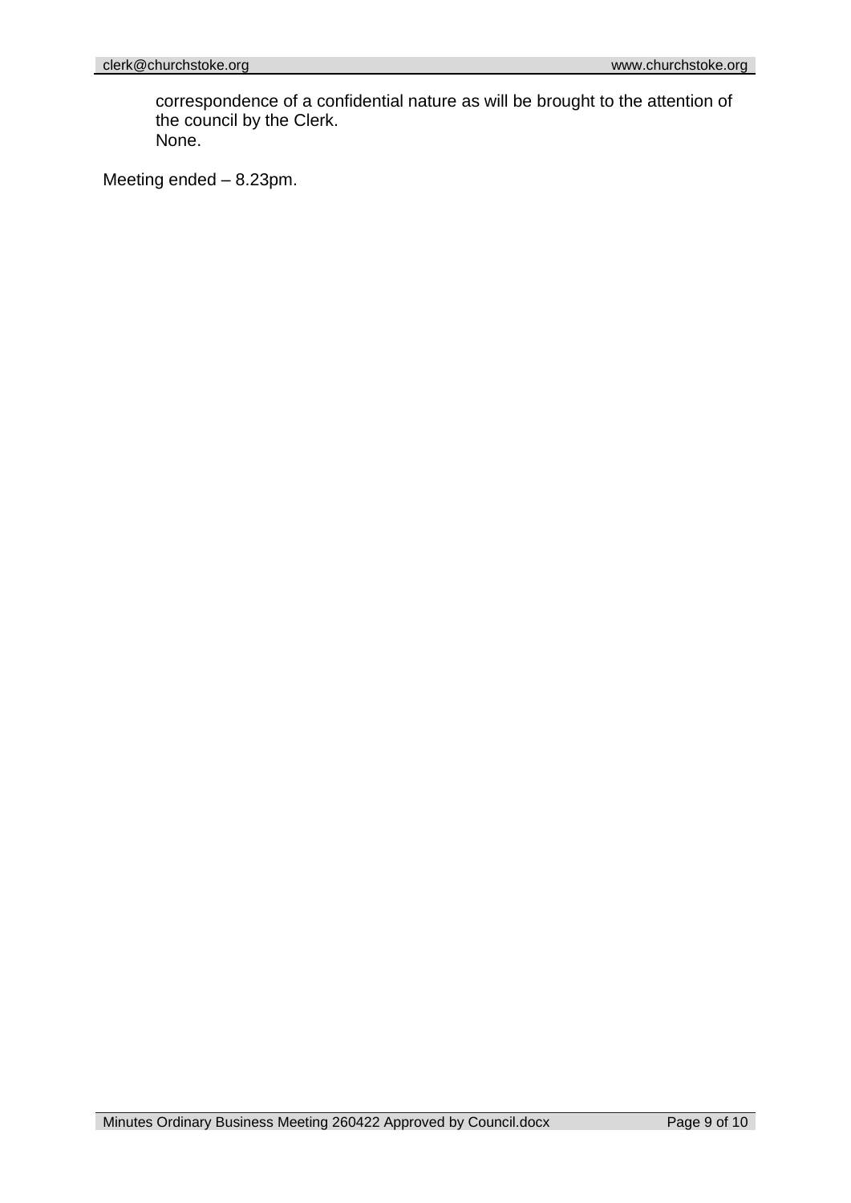correspondence of a confidential nature as will be brought to the attention of the council by the Clerk.
None.

Meeting ended – 8.23pm.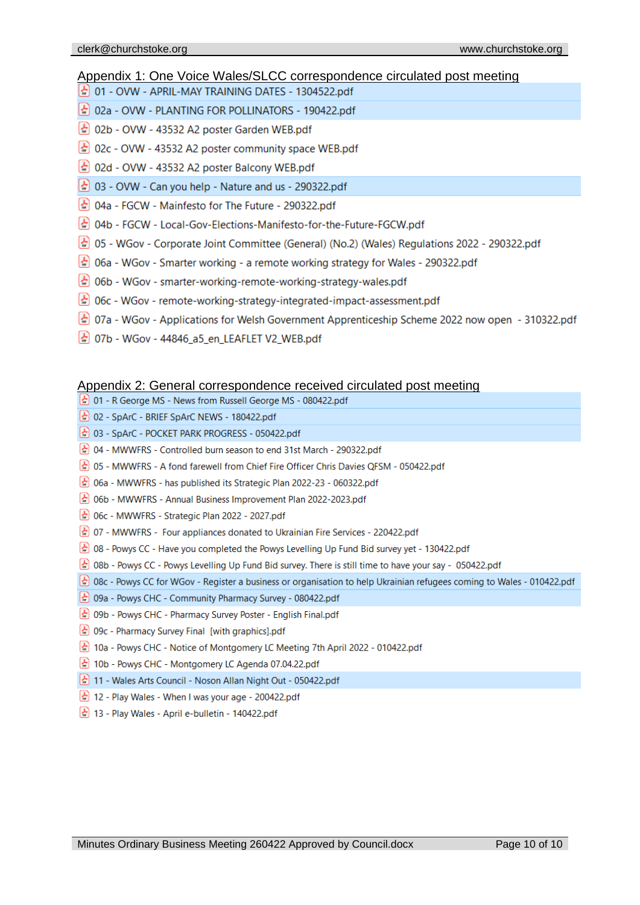## Appendix 1: One Voice Wales/SLCC correspondence circulated post meeting

- 01 - OVW - APRIL-MAY TRAINING DATES - 1304522.pdf
- 02a - OVW - PLANTING FOR POLLINATORS - 190422.pdf
- 02b - OVW - 43532 A2 poster Garden WEB.pdf
- 02c - OVW - 43532 A2 poster community space WEB.pdf
- 02d - OVW - 43532 A2 poster Balcony WEB.pdf
- 03 - OVW - Can you help - Nature and us - 290322.pdf
- 04a - FGCW - Mainfesto for The Future - 290322.pdf
- 04b - FGCW - Local-Gov-Elections-Manifesto-for-the-Future-FGCW.pdf
- 05 - WGov - Corporate Joint Committee (General) (No.2) (Wales) Regulations 2022 - 290322.pdf
- 06a - WGov - Smarter working - a remote working strategy for Wales - 290322.pdf
- 06b - WGov - smarter-working-remote-working-strategy-wales.pdf
- 06c - WGov - remote-working-strategy-integrated-impact-assessment.pdf
- 07a - WGov - Applications for Welsh Government Apprenticeship Scheme 2022 now open - 310322.pdf
- 07b - WGov - 44846_a5_en_LEAFLET V2_WEB.pdf

## Appendix 2: General correspondence received circulated post meeting

- 01 - R George MS - News from Russell George MS - 080422.pdf
- 02 - SpArC - BRIEF SpArC NEWS - 180422.pdf
- 03 - SpArC - POCKET PARK PROGRESS - 050422.pdf
- 04 - MWWFRS - Controlled burn season to end 31st March - 290322.pdf
- 05 - MWWFRS - A fond farewell from Chief Fire Officer Chris Davies QFSM - 050422.pdf
- 06a - MWWFRS - has published its Strategic Plan 2022-23 - 060322.pdf
- 06b - MWWFRS - Annual Business Improvement Plan 2022-2023.pdf
- 06c - MWWFRS - Strategic Plan 2022 - 2027.pdf
- 07 - MWWFRS - Four appliances donated to Ukrainian Fire Services - 220422.pdf
- 08 - Powys CC - Have you completed the Powys Levelling Up Fund Bid survey yet - 130422.pdf
- 08b - Powys CC - Powys Levelling Up Fund Bid survey. There is still time to have your say - 050422.pdf
- 08c - Powys CC for WGov - Register a business or organisation to help Ukrainian refugees coming to Wales - 010422.pdf
- 09a - Powys CHC - Community Pharmacy Survey - 080422.pdf
- 09b - Powys CHC - Pharmacy Survey Poster - English Final.pdf
- 09c - Pharmacy Survey Final [with graphics].pdf
- 10a - Powys CHC - Notice of Montgomery LC Meeting 7th April 2022 - 010422.pdf
- 10b - Powys CHC - Montgomery LC Agenda 07.04.22.pdf
- 11 - Wales Arts Council - Noson Allan Night Out - 050422.pdf
- 12 - Play Wales - When I was your age - 200422.pdf
- 13 - Play Wales - April e-bulletin - 140422.pdf